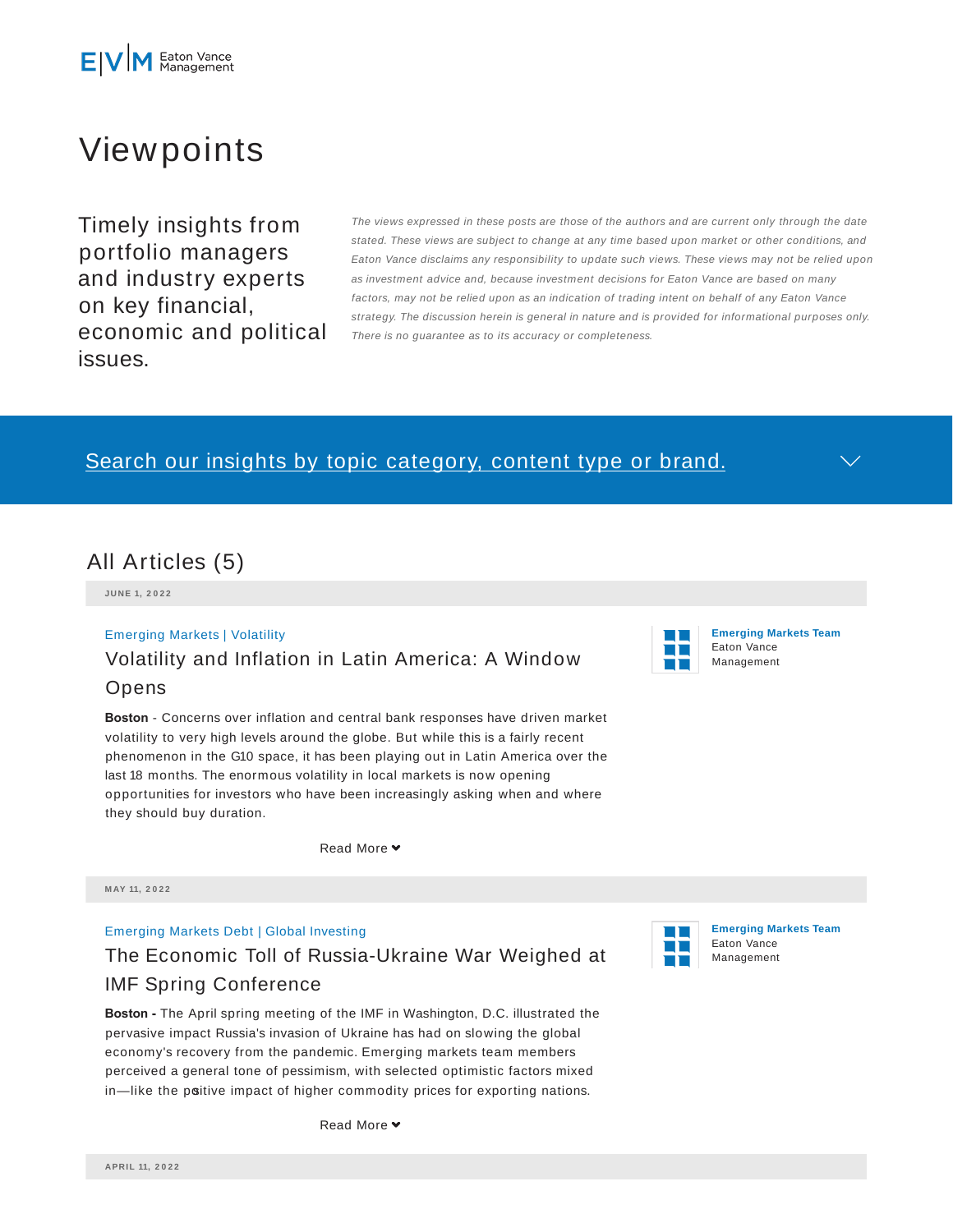Eaton Vance Management

# Viewpoints

Timely insights from portfolio managers and industry experts on key financial, economic and political issues.

*The views expressed in these posts are those of the authors and are current only through the date stated. These views are subject to change at any time based upon market or other conditions, and Eaton Vance disclaims any responsibility to update such views. These views may not be relied upon as investment advice and, because investment decisions for Eaton Vance are based on many factors, may not be relied upon as an indication of trading intent on behalf of any Eaton Vance strategy. The discussion herein is general in nature and is provided for informational purposes only. There is no guarantee as to its accuracy or completeness.*

Search our insights by topic category, content type or brand.

## All Articles (5)

**JUNE 1, 2022**

Emerging Markets | Volatility

### Volatility and Inflation in Latin America: A Window Opens

**Emerging Markets Team**
Eaton Vance Management

**Boston** - Concerns over inflation and central bank responses have driven market volatility to very high levels around the globe. But while this is a fairly recent phenomenon in the G10 space, it has been playing out in Latin America over the last 18 months. The enormous volatility in local markets is now opening opportunities for investors who have been increasingly asking when and where they should buy duration.

Read More

**MAY 11, 2022**

Emerging Markets Debt | Global Investing

### The Economic Toll of Russia-Ukraine War Weighed at IMF Spring Conference

**Emerging Markets Team**
Eaton Vance Management

**Boston -** The April spring meeting of the IMF in Washington, D.C. illustrated the pervasive impact Russia's invasion of Ukraine has had on slowing the global economy's recovery from the pandemic. Emerging markets team members perceived a general tone of pessimism, with selected optimistic factors mixed in—like the positive impact of higher commodity prices for exporting nations.

Read More

**APRIL 11, 2022**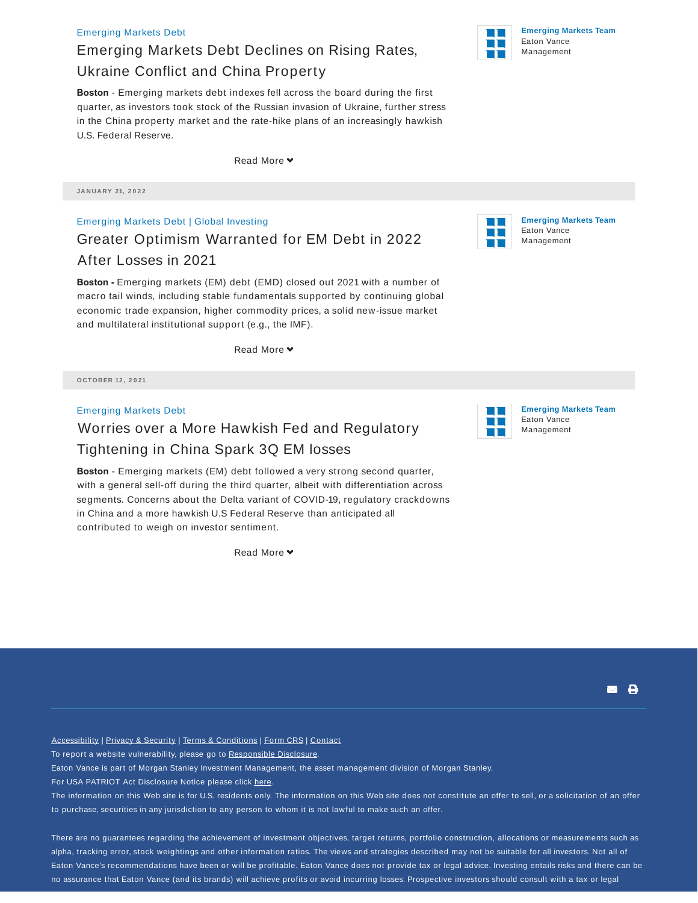Emerging Markets Debt

## Emerging Markets Debt Declines on Rising Rates, Ukraine Conflict and China Property

Emerging Markets Team
Eaton Vance Management

**Boston** - Emerging markets debt indexes fell across the board during the first quarter, as investors took stock of the Russian invasion of Ukraine, further stress in the China property market and the rate-hike plans of an increasingly hawkish U.S. Federal Reserve.

Read More

JANUARY 21, 2022

Emerging Markets Debt | Global Investing

## Greater Optimism Warranted for EM Debt in 2022 After Losses in 2021

Emerging Markets Team
Eaton Vance Management

**Boston -** Emerging markets (EM) debt (EMD) closed out 2021 with a number of macro tail winds, including stable fundamentals supported by continuing global economic trade expansion, higher commodity prices, a solid new-issue market and multilateral institutional support (e.g., the IMF).

Read More

OCTOBER 12, 2021

Emerging Markets Debt

## Worries over a More Hawkish Fed and Regulatory Tightening in China Spark 3Q EM losses

Emerging Markets Team
Eaton Vance Management

**Boston** - Emerging markets (EM) debt followed a very strong second quarter, with a general sell-off during the third quarter, albeit with differentiation across segments. Concerns about the Delta variant of COVID-19, regulatory crackdowns in China and a more hawkish U.S Federal Reserve than anticipated all contributed to weigh on investor sentiment.

Read More

Accessibility | Privacy & Security | Terms & Conditions | Form CRS | Contact

To report a website vulnerability, please go to Responsible Disclosure.

Eaton Vance is part of Morgan Stanley Investment Management, the asset management division of Morgan Stanley.

For USA PATRIOT Act Disclosure Notice please click here.

The information on this Web site is for U.S. residents only. The information on this Web site does not constitute an offer to sell, or a solicitation of an offer to purchase, securities in any jurisdiction to any person to whom it is not lawful to make such an offer.

There are no guarantees regarding the achievement of investment objectives, target returns, portfolio construction, allocations or measurements such as alpha, tracking error, stock weightings and other information ratios. The views and strategies described may not be suitable for all investors. Not all of Eaton Vance's recommendations have been or will be profitable. Eaton Vance does not provide tax or legal advice. Investing entails risks and there can be no assurance that Eaton Vance (and its brands) will achieve profits or avoid incurring losses. Prospective investors should consult with a tax or legal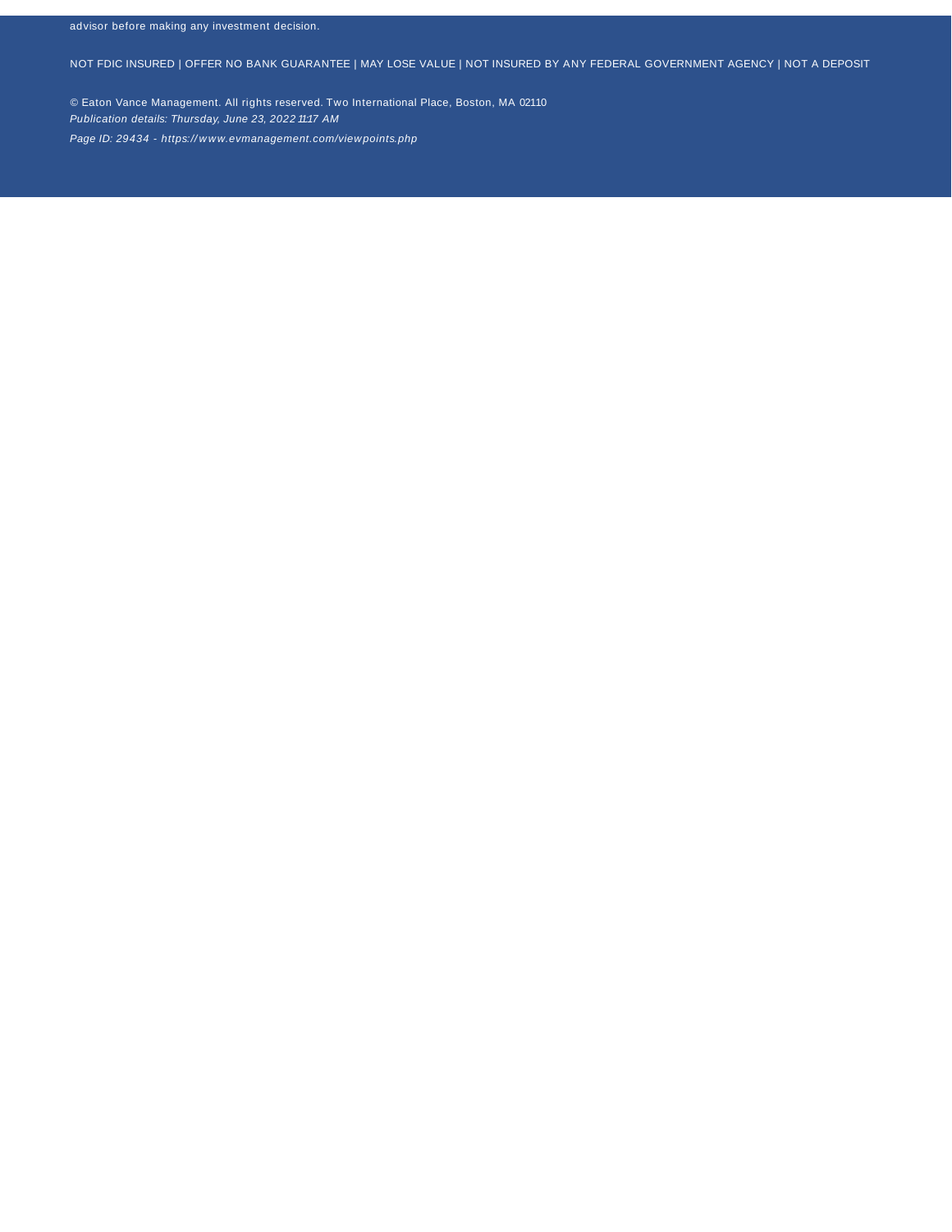advisor before making any investment decision.

NOT FDIC INSURED | OFFER NO BANK GUARANTEE | MAY LOSE VALUE | NOT INSURED BY ANY FEDERAL GOVERNMENT AGENCY | NOT A DEPOSIT

© Eaton Vance Management. All rights reserved. Two International Place, Boston, MA 02110

*Publication details: Thursday, June 23, 2022 11:17 AM*

*Page ID: 29434 - https://www.evmanagement.com/viewpoints.php*